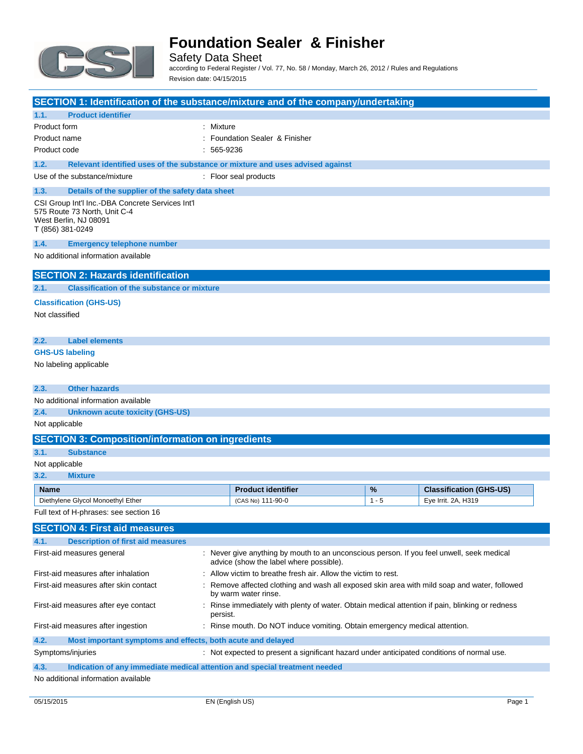# Foundation Sealer & Finisher

Safety Data Sheet

according to Federal Register / Vol. 77, No. 58 / Monday, March 26, 2012 / Rules and Regulations

Revision date: 04/15/2015

## SECTION 1: Identification of the substance/mixture and of the company/undertaking

### 1.1. Product identifier

| | |
|---|---|
| Product form | : Mixture |
| Product name | : Foundation Sealer & Finisher |
| Product code | : 565-9236 |

### 1.2. Relevant identified uses of the substance or mixture and uses advised against

| | |
|---|---|
| Use of the substance/mixture | : Floor seal products |

### 1.3. Details of the supplier of the safety data sheet

CSI Group Int'l Inc.-DBA Concrete Services Int'l
575 Route 73 North, Unit C-4
West Berlin, NJ 08091
T (856) 381-0249

### 1.4. Emergency telephone number

No additional information available

## SECTION 2: Hazards identification

### 2.1. Classification of the substance or mixture

**Classification (GHS-US)**

Not classified

### 2.2. Label elements

**GHS-US labeling**

No labeling applicable

### 2.3. Other hazards

No additional information available

### 2.4. Unknown acute toxicity (GHS-US)

Not applicable

## SECTION 3: Composition/information on ingredients

### 3.1. Substance

Not applicable

### 3.2. Mixture

| Name | Product identifier | % | Classification (GHS-US) |
|---|---|---|---|
| Diethylene Glycol Monoethyl Ether | (CAS No) 111-90-0 | 1 - 5 | Eye Irrit. 2A, H319 |

Full text of H-phrases: see section 16

## SECTION 4: First aid measures

### 4.1. Description of first aid measures

| | |
|---|---|
| First-aid measures general | : Never give anything by mouth to an unconscious person. If you feel unwell, seek medical advice (show the label where possible). |
| First-aid measures after inhalation | : Allow victim to breathe fresh air. Allow the victim to rest. |
| First-aid measures after skin contact | : Remove affected clothing and wash all exposed skin area with mild soap and water, followed by warm water rinse. |
| First-aid measures after eye contact | : Rinse immediately with plenty of water. Obtain medical attention if pain, blinking or redness persist. |
| First-aid measures after ingestion | : Rinse mouth. Do NOT induce vomiting. Obtain emergency medical attention. |

### 4.2. Most important symptoms and effects, both acute and delayed

| | |
|---|---|
| Symptoms/injuries | : Not expected to present a significant hazard under anticipated conditions of normal use. |

### 4.3. Indication of any immediate medical attention and special treatment needed

No additional information available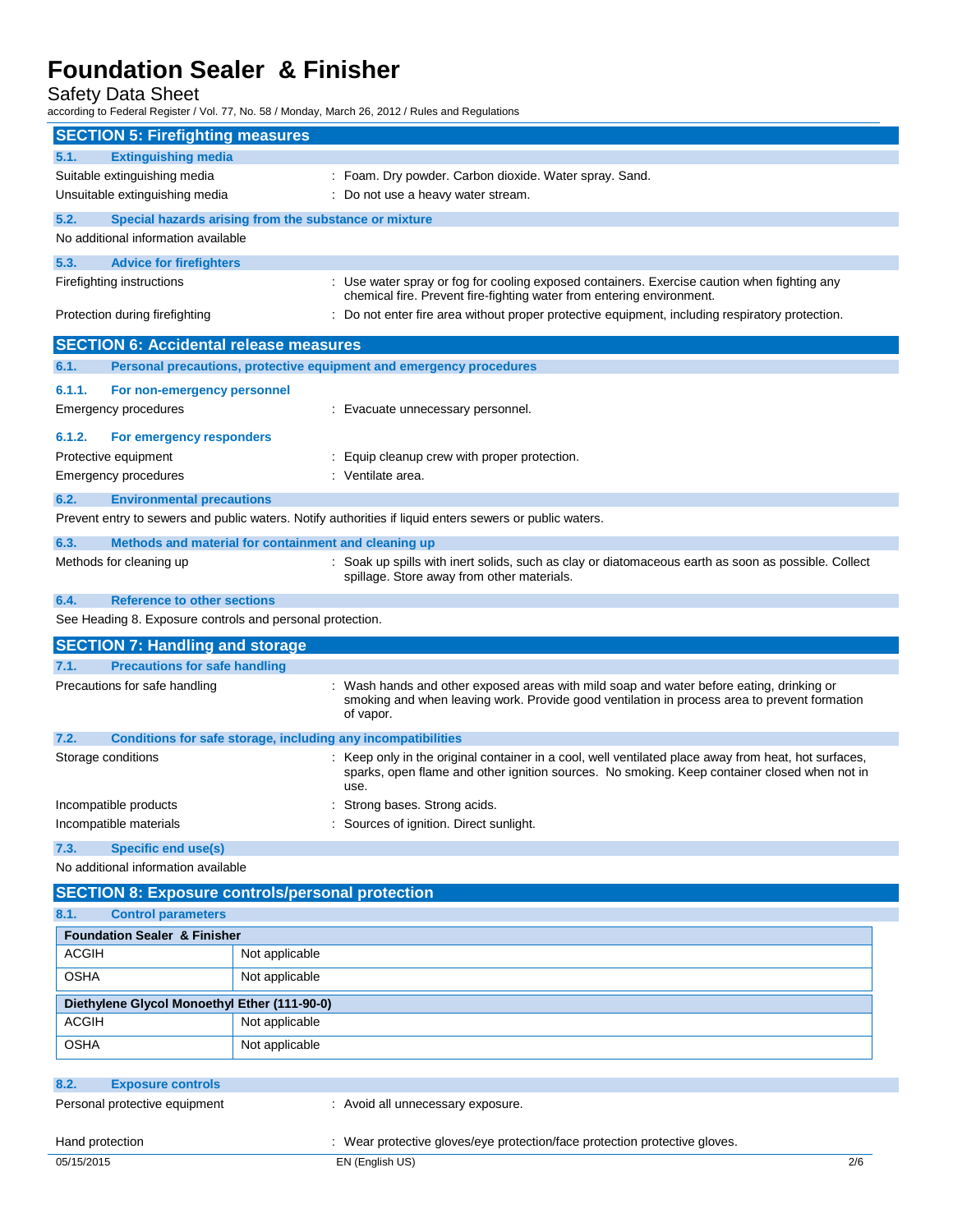## SECTION 5: Firefighting measures

### 5.1. Extinguishing media

Suitable extinguishing media : Foam. Dry powder. Carbon dioxide. Water spray. Sand.

Unsuitable extinguishing media : Do not use a heavy water stream.

### 5.2. Special hazards arising from the substance or mixture

No additional information available

### 5.3. Advice for firefighters

Firefighting instructions : Use water spray or fog for cooling exposed containers. Exercise caution when fighting any chemical fire. Prevent fire-fighting water from entering environment.

Protection during firefighting : Do not enter fire area without proper protective equipment, including respiratory protection.

## SECTION 6: Accidental release measures

### 6.1. Personal precautions, protective equipment and emergency procedures

#### 6.1.1. For non-emergency personnel

Emergency procedures : Evacuate unnecessary personnel.

#### 6.1.2. For emergency responders

Protective equipment : Equip cleanup crew with proper protection.

Emergency procedures : Ventilate area.

### 6.2. Environmental precautions

Prevent entry to sewers and public waters. Notify authorities if liquid enters sewers or public waters.

### 6.3. Methods and material for containment and cleaning up

Methods for cleaning up : Soak up spills with inert solids, such as clay or diatomaceous earth as soon as possible. Collect spillage. Store away from other materials.

### 6.4. Reference to other sections

See Heading 8. Exposure controls and personal protection.

## SECTION 7: Handling and storage

### 7.1. Precautions for safe handling

Precautions for safe handling : Wash hands and other exposed areas with mild soap and water before eating, drinking or smoking and when leaving work. Provide good ventilation in process area to prevent formation of vapor.

### 7.2. Conditions for safe storage, including any incompatibilities

Storage conditions : Keep only in the original container in a cool, well ventilated place away from heat, hot surfaces, sparks, open flame and other ignition sources. No smoking. Keep container closed when not in use.

Incompatible products : Strong bases. Strong acids.

Incompatible materials : Sources of ignition. Direct sunlight.

### 7.3. Specific end use(s)

No additional information available

## SECTION 8: Exposure controls/personal protection

### 8.1. Control parameters

| Foundation Sealer & Finisher | |
|---|---|
| ACGIH | Not applicable |
| OSHA | Not applicable |

| Diethylene Glycol Monoethyl Ether (111-90-0) | |
|---|---|
| ACGIH | Not applicable |
| OSHA | Not applicable |

### 8.2. Exposure controls

Personal protective equipment : Avoid all unnecessary exposure.

Hand protection : Wear protective gloves/eye protection/face protection protective gloves.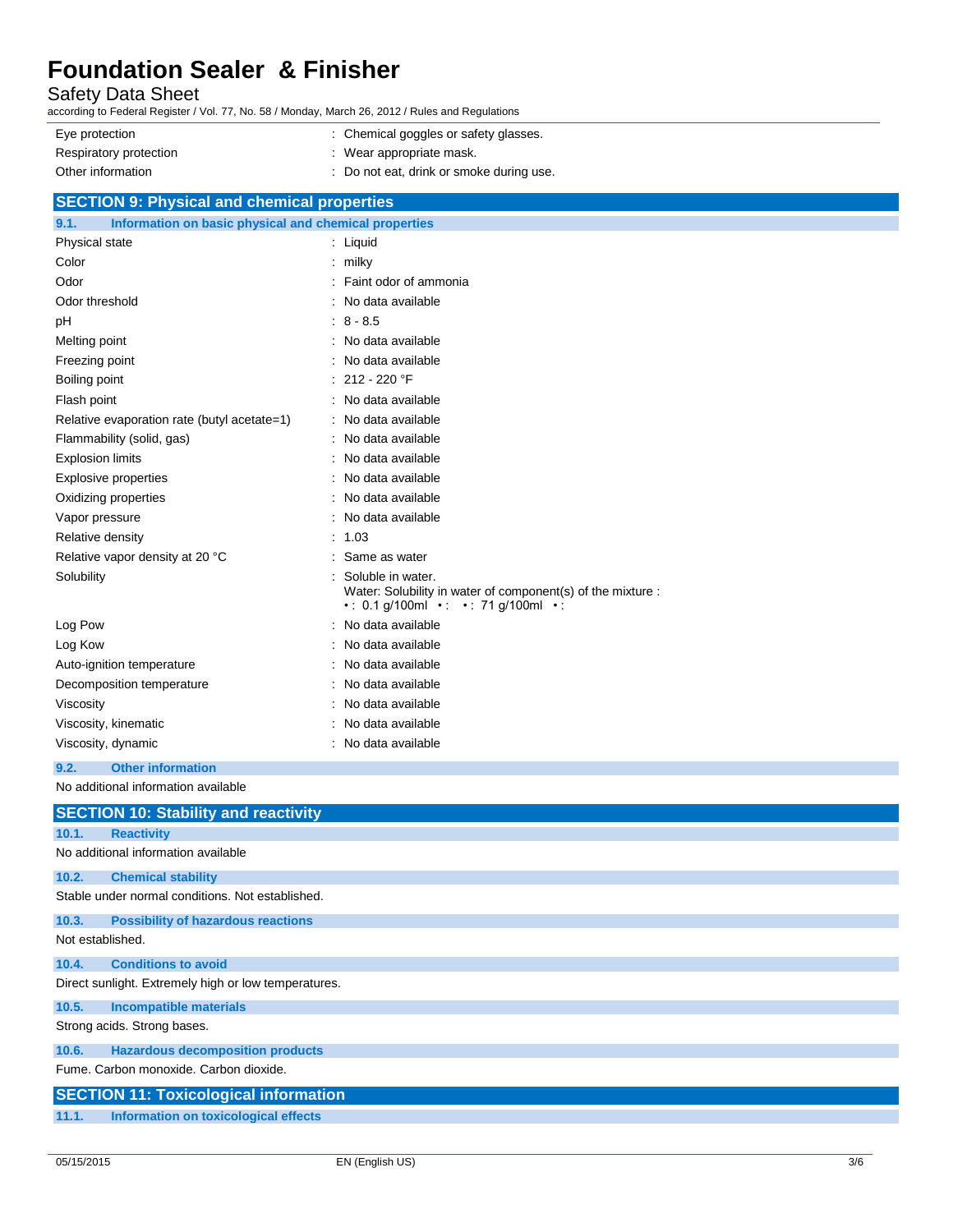| | |
|---|---|
| Eye protection | : Chemical goggles or safety glasses. |
| Respiratory protection | : Wear appropriate mask. |
| Other information | : Do not eat, drink or smoke during use. |

## SECTION 9: Physical and chemical properties

### 9.1. Information on basic physical and chemical properties

| | |
|---|---|
| Physical state | : Liquid |
| Color | : milky |
| Odor | : Faint odor of ammonia |
| Odor threshold | : No data available |
| pH | : 8 - 8.5 |
| Melting point | : No data available |
| Freezing point | : No data available |
| Boiling point | : 212 - 220 °F |
| Flash point | : No data available |
| Relative evaporation rate (butyl acetate=1) | : No data available |
| Flammability (solid, gas) | : No data available |
| Explosion limits | : No data available |
| Explosive properties | : No data available |
| Oxidizing properties | : No data available |
| Vapor pressure | : No data available |
| Relative density | : 1.03 |
| Relative vapor density at 20 °C | : Same as water |
| Solubility | : Soluble in water.<br>Water: Solubility in water of component(s) of the mixture :<br>• : 0.1 g/100ml • : • : 71 g/100ml • : |
| Log Pow | : No data available |
| Log Kow | : No data available |
| Auto-ignition temperature | : No data available |
| Decomposition temperature | : No data available |
| Viscosity | : No data available |
| Viscosity, kinematic | : No data available |
| Viscosity, dynamic | : No data available |

### 9.2. Other information

No additional information available

## SECTION 10: Stability and reactivity

### 10.1. Reactivity

No additional information available

### 10.2. Chemical stability

Stable under normal conditions. Not established.

### 10.3. Possibility of hazardous reactions

Not established.

### 10.4. Conditions to avoid

Direct sunlight. Extremely high or low temperatures.

### 10.5. Incompatible materials

Strong acids. Strong bases.

### 10.6. Hazardous decomposition products

Fume. Carbon monoxide. Carbon dioxide.

## SECTION 11: Toxicological information

### 11.1. Information on toxicological effects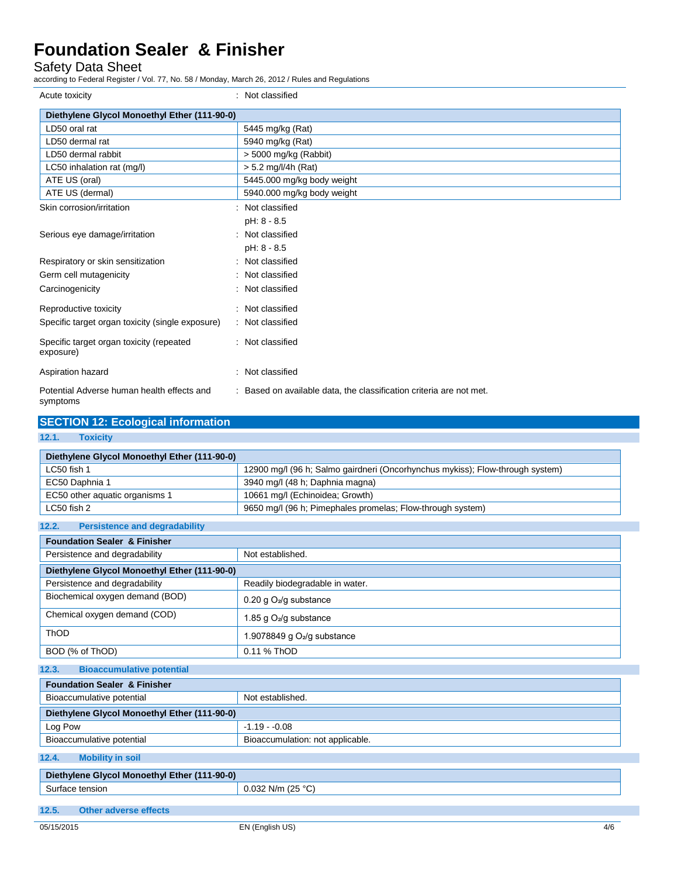Acute toxicity : Not classified

| Diethylene Glycol Monoethyl Ether (111-90-0) | |
|---|---|
| LD50 oral rat | 5445 mg/kg (Rat) |
| LD50 dermal rat | 5940 mg/kg (Rat) |
| LD50 dermal rabbit | > 5000 mg/kg (Rabbit) |
| LC50 inhalation rat (mg/l) | > 5.2 mg/l/4h (Rat) |
| ATE US (oral) | 5445.000 mg/kg body weight |
| ATE US (dermal) | 5940.000 mg/kg body weight |

Skin corrosion/irritation : Not classified

pH: 8 - 8.5

Serious eye damage/irritation : Not classified

pH: 8 - 8.5

Respiratory or skin sensitization : Not classified

Germ cell mutagenicity : Not classified

Carcinogenicity : Not classified

Reproductive toxicity : Not classified

Specific target organ toxicity (single exposure) : Not classified

Specific target organ toxicity (repeated exposure) : Not classified

Aspiration hazard : Not classified

Potential Adverse human health effects and symptoms : Based on available data, the classification criteria are not met.

## SECTION 12: Ecological information

### 12.1. Toxicity

| Diethylene Glycol Monoethyl Ether (111-90-0) | |
|---|---|
| LC50 fish 1 | 12900 mg/l (96 h; Salmo gairdneri (Oncorhynchus mykiss); Flow-through system) |
| EC50 Daphnia 1 | 3940 mg/l (48 h; Daphnia magna) |
| EC50 other aquatic organisms 1 | 10661 mg/l (Echinoidea; Growth) |
| LC50 fish 2 | 9650 mg/l (96 h; Pimephales promelas; Flow-through system) |

### 12.2. Persistence and degradability

| Foundation Sealer & Finisher | |
|---|---|
| Persistence and degradability | Not established. |

| Diethylene Glycol Monoethyl Ether (111-90-0) | |
|---|---|
| Persistence and degradability | Readily biodegradable in water. |
| Biochemical oxygen demand (BOD) | 0.20 g $O_2$/g substance |
| Chemical oxygen demand (COD) | 1.85 g $O_2$/g substance |
| ThOD | 1.9078849 g $O_2$/g substance |
| BOD (% of ThOD) | 0.11 % ThOD |

### 12.3. Bioaccumulative potential

| Foundation Sealer & Finisher | |
|---|---|
| Bioaccumulative potential | Not established. |

| Diethylene Glycol Monoethyl Ether (111-90-0) | |
|---|---|
| Log Pow | -1.19 - -0.08 |
| Bioaccumulative potential | Bioaccumulation: not applicable. |

### 12.4. Mobility in soil

| Diethylene Glycol Monoethyl Ether (111-90-0) | |
|---|---|
| Surface tension | 0.032 N/m (25 °C) |

### 12.5. Other adverse effects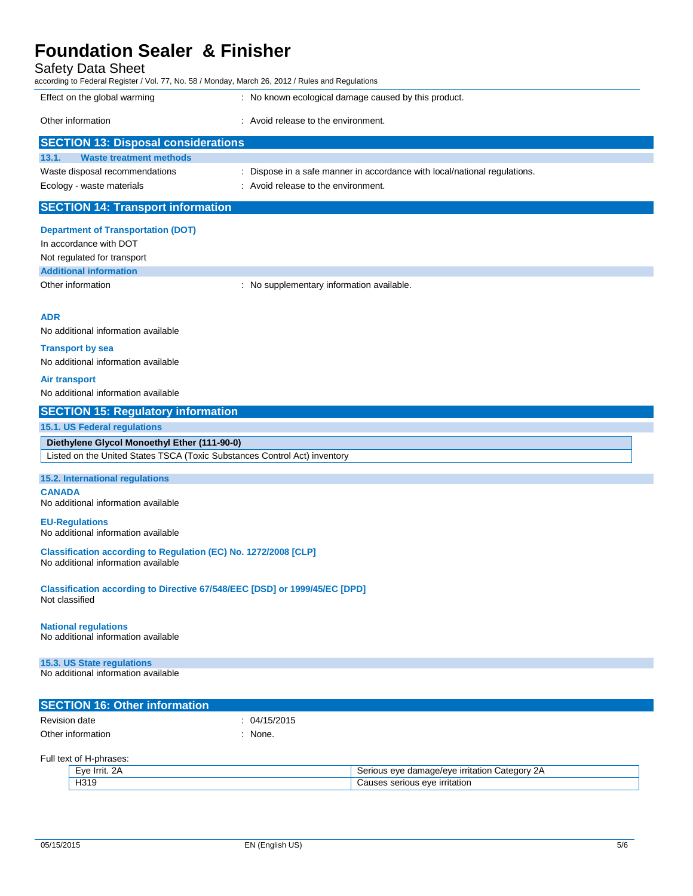Effect on the global warming : No known ecological damage caused by this product.

Other information : Avoid release to the environment.

## SECTION 13: Disposal considerations

### 13.1. Waste treatment methods

Waste disposal recommendations : Dispose in a safe manner in accordance with local/national regulations.

Ecology - waste materials : Avoid release to the environment.

## SECTION 14: Transport information

### Department of Transportation (DOT)

In accordance with DOT

Not regulated for transport

### Additional information

Other information : No supplementary information available.

### ADR

No additional information available

### Transport by sea

No additional information available

### Air transport

No additional information available

## SECTION 15: Regulatory information

### 15.1. US Federal regulations

| Diethylene Glycol Monoethyl Ether (111-90-0) |
|---|
| Listed on the United States TSCA (Toxic Substances Control Act) inventory |

### 15.2. International regulations

**CANADA**

No additional information available

**EU-Regulations**

No additional information available

**Classification according to Regulation (EC) No. 1272/2008 [CLP]**

No additional information available

**Classification according to Directive 67/548/EEC [DSD] or 1999/45/EC [DPD]**

Not classified

**National regulations**

No additional information available

### 15.3. US State regulations

No additional information available

## SECTION 16: Other information

Revision date : 04/15/2015

Other information : None.

Full text of H-phrases:

| | |
|---|---|
| Eye Irrit. 2A | Serious eye damage/eye irritation Category 2A |
| H319 | Causes serious eye irritation |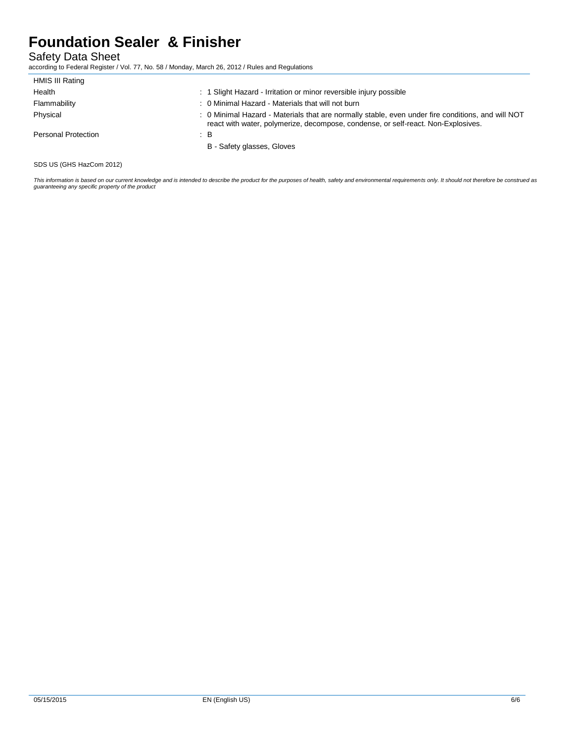| | |
|---|---|
| HMIS III Rating | |
| Health | : 1 Slight Hazard - Irritation or minor reversible injury possible |
| Flammability | : 0 Minimal Hazard - Materials that will not burn |
| Physical | : 0 Minimal Hazard - Materials that are normally stable, even under fire conditions, and will NOT react with water, polymerize, decompose, condense, or self-react. Non-Explosives. |
| Personal Protection | : B |
| | B - Safety glasses, Gloves |

SDS US (GHS HazCom 2012)

*This information is based on our current knowledge and is intended to describe the product for the purposes of health, safety and environmental requirements only. It should not therefore be construed as guaranteeing any specific property of the product*